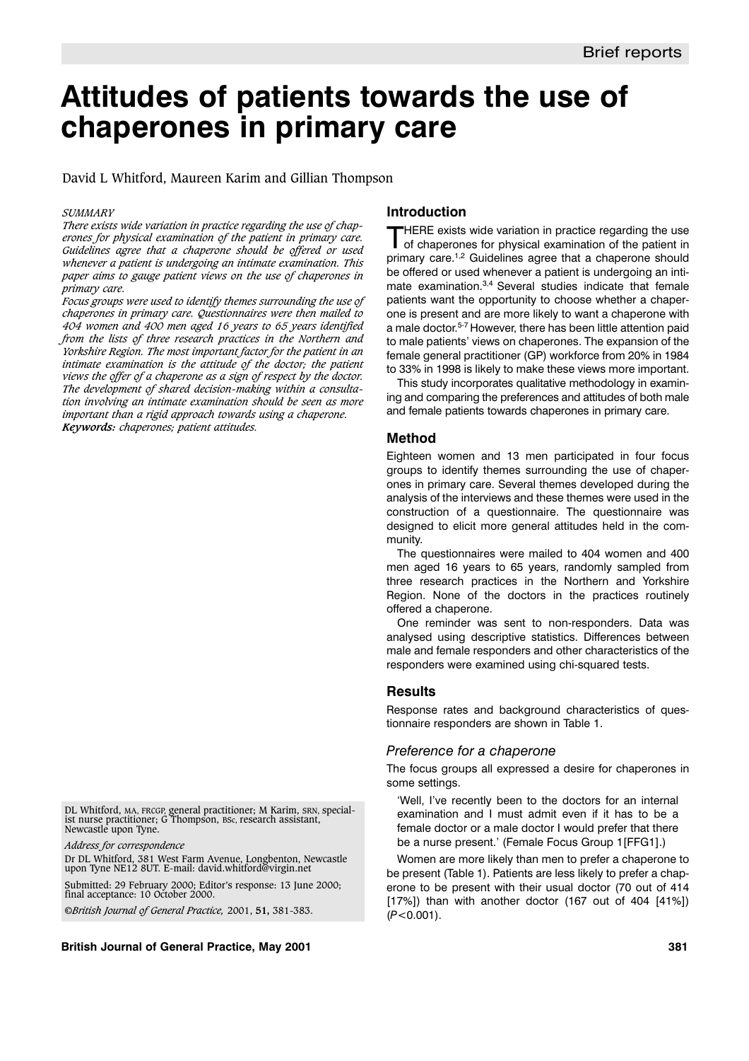# Attitudes of patients towards the use of chaperones in primary care

David L Whitford, Maureen Karim and Gillian Thompson

*SUMMARY*

*There exists wide variation in practice regarding the use of chaperones for physical examination of the patient in primary care. Guidelines agree that a chaperone should be offered or used whenever a patient is undergoing an intimate examination. This paper aims to gauge patient views on the use of chaperones in primary care.*

*Focus groups were used to identify themes surrounding the use of chaperones in primary care. Questionnaires were then mailed to 404 women and 400 men aged 16 years to 65 years identified from the lists of three research practices in the Northern and Yorkshire Region. The most important factor for the patient in an intimate examination is the attitude of the doctor; the patient views the offer of a chaperone as a sign of respect by the doctor. The development of shared decision-making within a consultation involving an intimate examination should be seen as more important than a rigid approach towards using a chaperone.*

***Keywords:*** *chaperones; patient attitudes.*

DL Whitford, MA, FRCGP, general practitioner; M Karim, SRN, specialist nurse practitioner; G Thompson, BSc, research assistant, Newcastle upon Tyne.

*Address for correspondence*

Dr DL Whitford, 381 West Farm Avenue, Longbenton, Newcastle upon Tyne NE12 8UT. E-mail: david.whitford@virgin.net

Submitted: 29 February 2000; Editor's response: 13 June 2000; final acceptance: 10 October 2000.

©*British Journal of General Practice,* 2001, **51,** 381-383.

## Introduction

THERE exists wide variation in practice regarding the use of chaperones for physical examination of the patient in primary care.[1,2] Guidelines agree that a chaperone should be offered or used whenever a patient is undergoing an intimate examination.[3,4] Several studies indicate that female patients want the opportunity to choose whether a chaperone is present and are more likely to want a chaperone with a male doctor.[5-7] However, there has been little attention paid to male patients' views on chaperones. The expansion of the female general practitioner (GP) workforce from 20% in 1984 to 33% in 1998 is likely to make these views more important.

This study incorporates qualitative methodology in examining and comparing the preferences and attitudes of both male and female patients towards chaperones in primary care.

## Method

Eighteen women and 13 men participated in four focus groups to identify themes surrounding the use of chaperones in primary care. Several themes developed during the analysis of the interviews and these themes were used in the construction of a questionnaire. The questionnaire was designed to elicit more general attitudes held in the community.

The questionnaires were mailed to 404 women and 400 men aged 16 years to 65 years, randomly sampled from three research practices in the Northern and Yorkshire Region. None of the doctors in the practices routinely offered a chaperone.

One reminder was sent to non-responders. Data was analysed using descriptive statistics. Differences between male and female responders and other characteristics of the responders were examined using chi-squared tests.

## Results

Response rates and background characteristics of questionnaire responders are shown in Table 1.

### *Preference for a chaperone*

The focus groups all expressed a desire for chaperones in some settings.

> 'Well, I've recently been to the doctors for an internal examination and I must admit even if it has to be a female doctor or a male doctor I would prefer that there be a nurse present.' (Female Focus Group 1[FFG1].)

Women are more likely than men to prefer a chaperone to be present (Table 1). Patients are less likely to prefer a chaperone to be present with their usual doctor (70 out of 414 [17%]) than with another doctor (167 out of 404 [41%]) ($P<0.001$).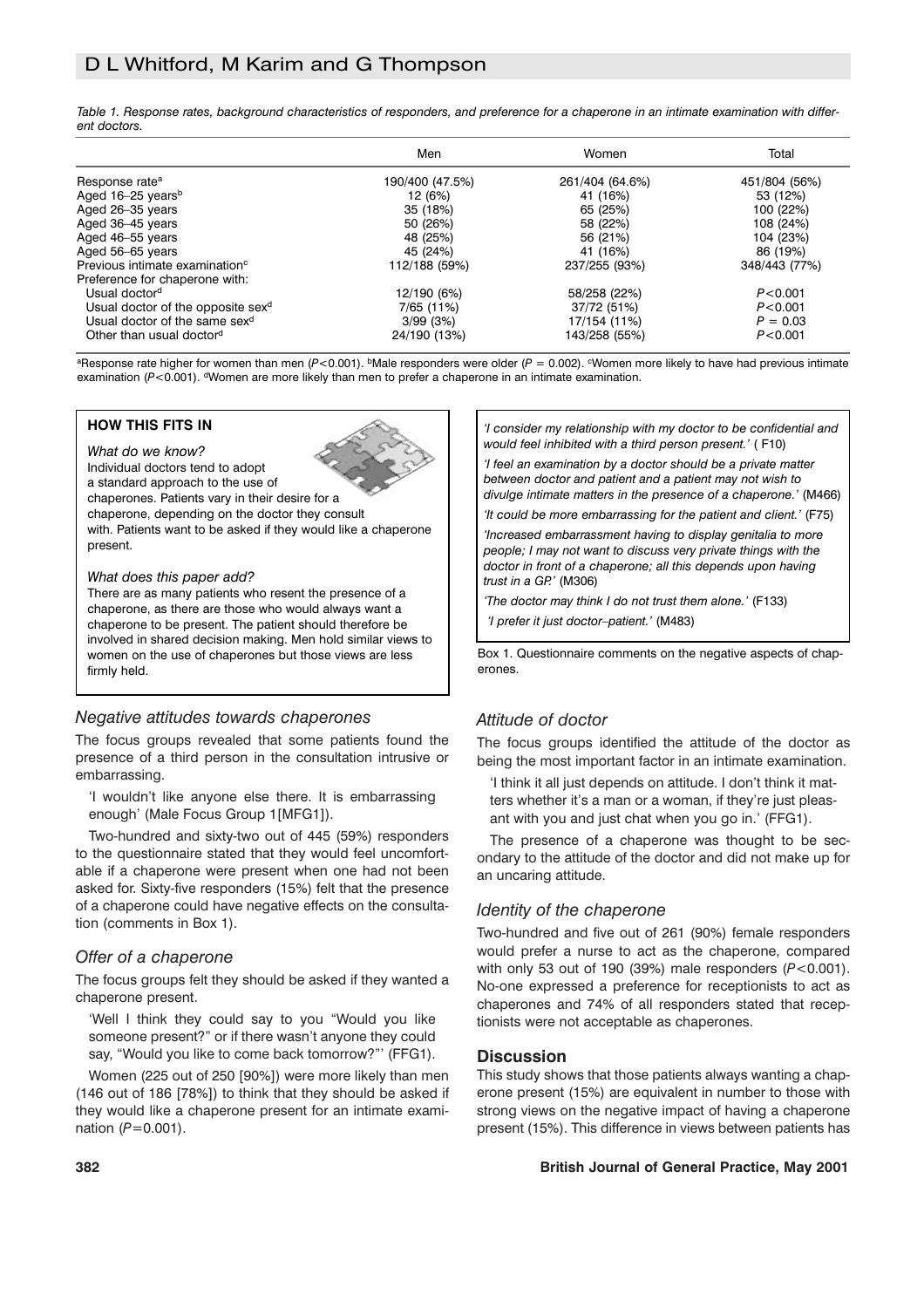*Table 1. Response rates, background characteristics of responders, and preference for a chaperone in an intimate examination with different doctors.*

| | Men | Women | Total |
|---|---|---|---|
| Response rate[a] | 190/400 (47.5%) | 261/404 (64.6%) | 451/804 (56%) |
| Aged 16–25 years[b] | 12 (6%) | 41 (16%) | 53 (12%) |
| Aged 26–35 years | 35 (18%) | 65 (25%) | 100 (22%) |
| Aged 36–45 years | 50 (26%) | 58 (22%) | 108 (24%) |
| Aged 46–55 years | 48 (25%) | 56 (21%) | 104 (23%) |
| Aged 56–65 years | 45 (24%) | 41 (16%) | 86 (19%) |
| Previous intimate examination[c] | 112/188 (59%) | 237/255 (93%) | 348/443 (77%) |
| Preference for chaperone with: | | | |
| Usual doctor[d] | 12/190 (6%) | 58/258 (22%) | $P<0.001$ |
| Usual doctor of the opposite sex[d] | 7/65 (11%) | 37/72 (51%) | $P<0.001$ |
| Usual doctor of the same sex[d] | 3/99 (3%) | 17/154 (11%) | $P = 0.03$ |
| Other than usual doctor[d] | 24/190 (13%) | 143/258 (55%) | $P<0.001$ |

[a]Response rate higher for women than men ($P<0.001$). [b]Male responders were older ($P = 0.002$). [c]Women more likely to have had previous intimate examination ($P<0.001$). [d]Women are more likely than men to prefer a chaperone in an intimate examination.

**HOW THIS FITS IN**

*What do we know?*
Individual doctors tend to adopt a standard approach to the use of chaperones. Patients vary in their desire for a chaperone, depending on the doctor they consult with. Patients want to be asked if they would like a chaperone present.

*What does this paper add?*
There are as many patients who resent the presence of a chaperone, as there are those who would always want a chaperone to be present. The patient should therefore be involved in shared decision making. Men hold similar views to women on the use of chaperones but those views are less firmly held.

### *Negative attitudes towards chaperones*

The focus groups revealed that some patients found the presence of a third person in the consultation intrusive or embarrassing.

> 'I wouldn't like anyone else there. It is embarrassing enough' (Male Focus Group 1[MFG1]).

Two-hundred and sixty-two out of 445 (59%) responders to the questionnaire stated that they would feel uncomfortable if a chaperone were present when one had not been asked for. Sixty-five responders (15%) felt that the presence of a chaperone could have negative effects on the consultation (comments in Box 1).

*'I consider my relationship with my doctor to be confidential and would feel inhibited with a third person present.'* (F10)

*'I feel an examination by a doctor should be a private matter between doctor and patient and a patient may not wish to divulge intimate matters in the presence of a chaperone.'* (M466)

*'It could be more embarrassing for the patient and client.'* (F75)

*'Increased embarrassment having to display genitalia to more people; I may not want to discuss very private things with the doctor in front of a chaperone; all this depends upon having trust in a GP.'* (M306)

*'The doctor may think I do not trust them alone.'* (F133)

*'I prefer it just doctor–patient.'* (M483)

Box 1. Questionnaire comments on the negative aspects of chaperones.

### *Offer of a chaperone*

The focus groups felt they should be asked if they wanted a chaperone present.

> 'Well I think they could say to you "Would you like someone present?" or if there wasn't anyone they could say, "Would you like to come back tomorrow?"' (FFG1).

Women (225 out of 250 [90%]) were more likely than men (146 out of 186 [78%]) to think that they should be asked if they would like a chaperone present for an intimate examination ($P=0.001$).

### *Attitude of doctor*

The focus groups identified the attitude of the doctor as being the most important factor in an intimate examination.

> 'I think it all just depends on attitude. I don't think it matters whether it's a man or a woman, if they're just pleasant with you and just chat when you go in.' (FFG1).

The presence of a chaperone was thought to be secondary to the attitude of the doctor and did not make up for an uncaring attitude.

### *Identity of the chaperone*

Two-hundred and five out of 261 (90%) female responders would prefer a nurse to act as the chaperone, compared with only 53 out of 190 (39%) male responders ($P<0.001$). No-one expressed a preference for receptionists to act as chaperones and 74% of all responders stated that receptionists were not acceptable as chaperones.

## Discussion

This study shows that those patients always wanting a chaperone present (15%) are equivalent in number to those with strong views on the negative impact of having a chaperone present (15%). This difference in views between patients has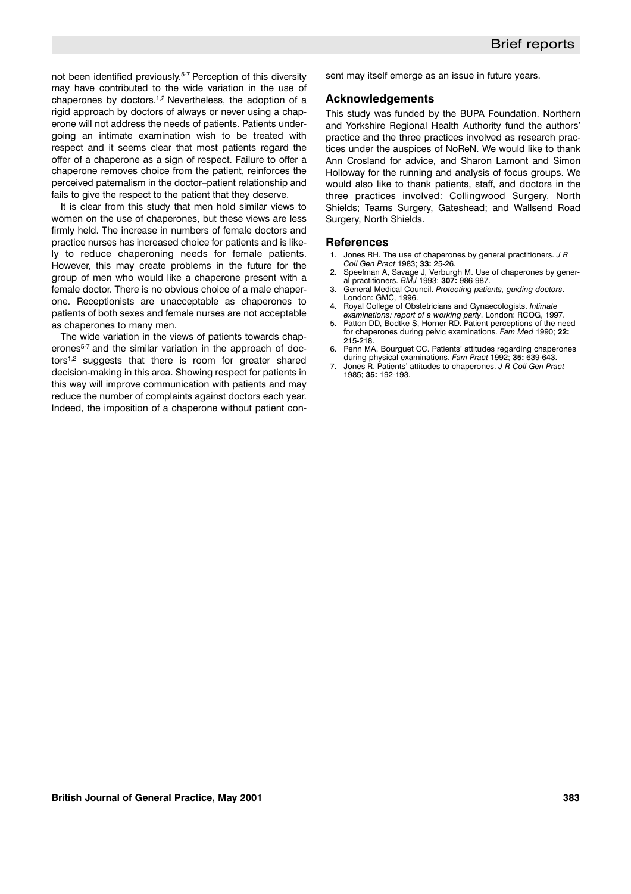not been identified previously.[5-7] Perception of this diversity may have contributed to the wide variation in the use of chaperones by doctors.[1,2] Nevertheless, the adoption of a rigid approach by doctors of always or never using a chaperone will not address the needs of patients. Patients undergoing an intimate examination wish to be treated with respect and it seems clear that most patients regard the offer of a chaperone as a sign of respect. Failure to offer a chaperone removes choice from the patient, reinforces the perceived paternalism in the doctor–patient relationship and fails to give the respect to the patient that they deserve.

It is clear from this study that men hold similar views to women on the use of chaperones, but these views are less firmly held. The increase in numbers of female doctors and practice nurses has increased choice for patients and is likely to reduce chaperoning needs for female patients. However, this may create problems in the future for the group of men who would like a chaperone present with a female doctor. There is no obvious choice of a male chaperone. Receptionists are unacceptable as chaperones to patients of both sexes and female nurses are not acceptable as chaperones to many men.

The wide variation in the views of patients towards chaperones[5-7] and the similar variation in the approach of doctors[1,2] suggests that there is room for greater shared decision-making in this area. Showing respect for patients in this way will improve communication with patients and may reduce the number of complaints against doctors each year. Indeed, the imposition of a chaperone without patient consent may itself emerge as an issue in future years.

## Acknowledgements

This study was funded by the BUPA Foundation. Northern and Yorkshire Regional Health Authority fund the authors' practice and the three practices involved as research practices under the auspices of NoReN. We would like to thank Ann Crosland for advice, and Sharon Lamont and Simon Holloway for the running and analysis of focus groups. We would also like to thank patients, staff, and doctors in the three practices involved: Collingwood Surgery, North Shields; Teams Surgery, Gateshead; and Wallsend Road Surgery, North Shields.

## References

1. Jones RH. The use of chaperones by general practitioners. *J R Coll Gen Pract* 1983; **33:** 25-26.
2. Speelman A, Savage J, Verburgh M. Use of chaperones by general practitioners. *BMJ* 1993; **307:** 986-987.
3. General Medical Council. *Protecting patients, guiding doctors*. London: GMC, 1996.
4. Royal College of Obstetricians and Gynaecologists. *Intimate examinations: report of a working party*. London: RCOG, 1997.
5. Patton DD, Bodtke S, Horner RD. Patient perceptions of the need for chaperones during pelvic examinations. *Fam Med* 1990; **22:** 215-218.
6. Penn MA, Bourguet CC. Patients' attitudes regarding chaperones during physical examinations. *Fam Pract* 1992; **35:** 639-643.
7. Jones R. Patients' attitudes to chaperones. *J R Coll Gen Pract* 1985; **35:** 192-193.